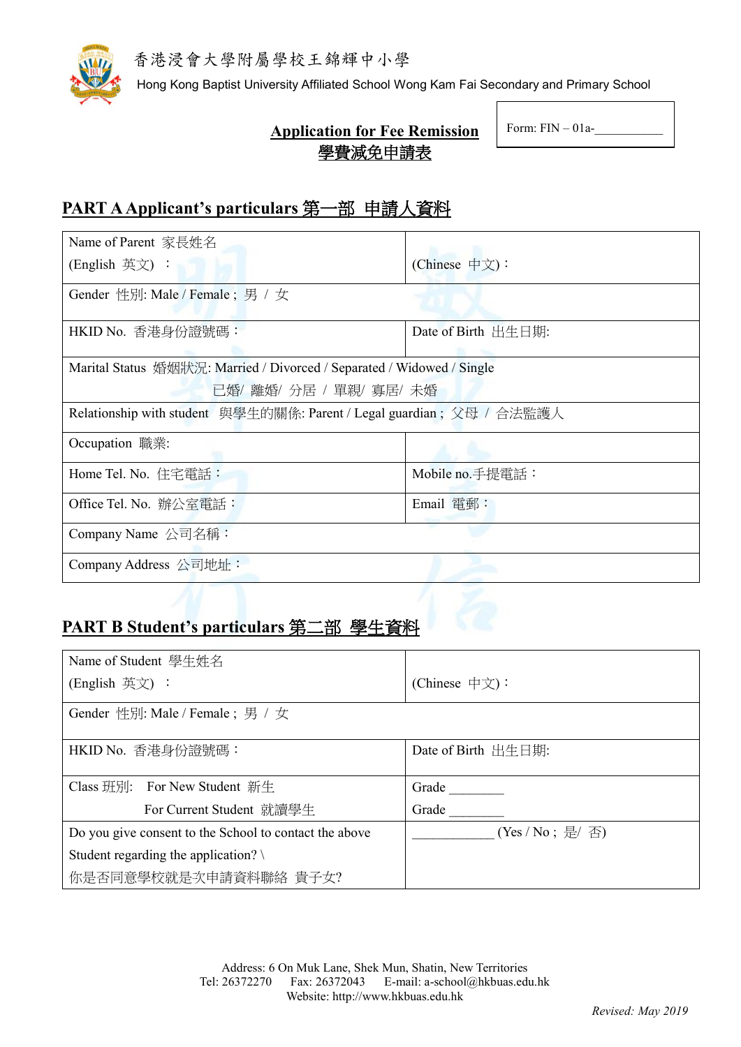香港浸會大學附屬學校王錦輝中小學

Hong Kong Baptist University Affiliated School Wong Kam Fai Secondary and Primary School

# Application for Fee Remission
# 學費減免申請表

Form: FIN – 01a-___________

## PART A Applicant's particulars 第一部 申請人資料

| Name of Parent 家長姓名 (English 英文) ： | (Chinese 中文)： |
|---|---|
| Gender 性別: Male / Female ; 男 / 女 | |
| HKID No. 香港身份證號碼： | Date of Birth 出生日期: |
| Marital Status 婚姻狀況: Married / Divorced / Separated / Widowed / Single 已婚/ 離婚/ 分居 / 單親/ 寡居/ 未婚 | |
| Relationship with student 與學生的關係: Parent / Legal guardian ; 父母 / 合法監護人 | |
| Occupation 職業: | |
| Home Tel. No. 住宅電話： | Mobile no.手提電話： |
| Office Tel. No. 辦公室電話： | Email 電郵： |
| Company Name 公司名稱： | |
| Company Address 公司地址： | |

## PART B Student's particulars 第二部 學生資料

| Name of Student 學生姓名 (English 英文) ： | (Chinese 中文)： |
|---|---|
| Gender 性別: Male / Female ; 男 / 女 | |
| HKID No. 香港身份證號碼： | Date of Birth 出生日期: |
| Class 班別: For New Student 新生<br>For Current Student 就讀學生 | Grade ________<br>Grade ________ |
| Do you give consent to the School to contact the above Student regarding the application? \ 你是否同意學校就是次申請資料聯絡 貴子女? | ___________ (Yes / No ; 是/ 否) |

Address: 6 On Muk Lane, Shek Mun, Shatin, New Territories
Tel: 26372270 Fax: 26372043 E-mail: a-school@hkbuas.edu.hk
Website: http://www.hkbuas.edu.hk

*Revised: May 2019*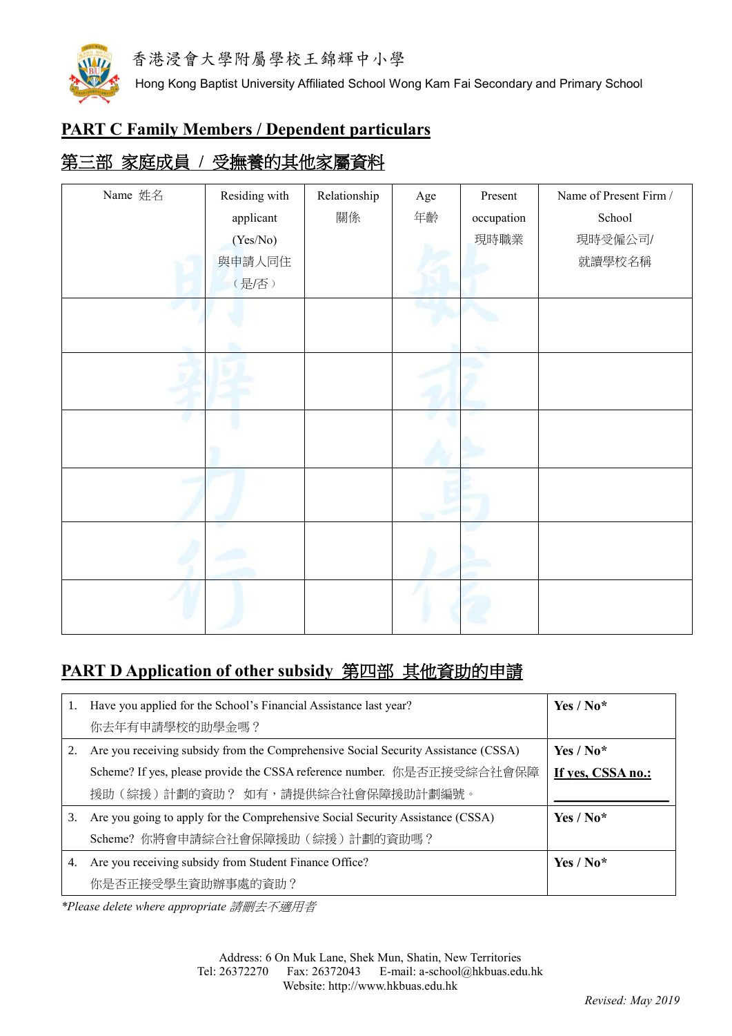香港浸會大學附屬學校王錦輝中小學

Hong Kong Baptist University Affiliated School Wong Kam Fai Secondary and Primary School

## PART C Family Members / Dependent particulars

## 第三部 家庭成員 / 受撫養的其他家屬資料

| Name 姓名 | Residing with applicant (Yes/No) 與申請人同住（是/否） | Relationship 關係 | Age 年齡 | Present occupation 現時職業 | Name of Present Firm / School 現時受僱公司/就讀學校名稱 |
|---|---|---|---|---|---|
| | | | | | |
| | | | | | |
| | | | | | |
| | | | | | |
| | | | | | |
| | | | | | |

## PART D Application of other subsidy 第四部 其他資助的申請

| | |
|---|---|
| 1. Have you applied for the School's Financial Assistance last year? 你去年有申請學校的助學金嗎？ | **Yes / No*** |
| 2. Are you receiving subsidy from the Comprehensive Social Security Assistance (CSSA) Scheme? If yes, please provide the CSSA reference number. 你是否正接受綜合社會保障援助（綜援）計劃的資助？ 如有，請提供綜合社會保障援助計劃編號。 | **Yes / No*** **If yes, CSSA no.:** ________ |
| 3. Are you going to apply for the Comprehensive Social Security Assistance (CSSA) Scheme? 你將會申請綜合社會保障援助（綜援）計劃的資助嗎？ | **Yes / No*** |
| 4. Are you receiving subsidy from Student Finance Office? 你是否正接受學生資助辦事處的資助？ | **Yes / No*** |

**Please delete where appropriate* *請刪去不適用者*

Address: 6 On Muk Lane, Shek Mun, Shatin, New Territories
Tel: 26372270 Fax: 26372043 E-mail: a-school@hkbuas.edu.hk
Website: http://www.hkbuas.edu.hk

*Revised: May 2019*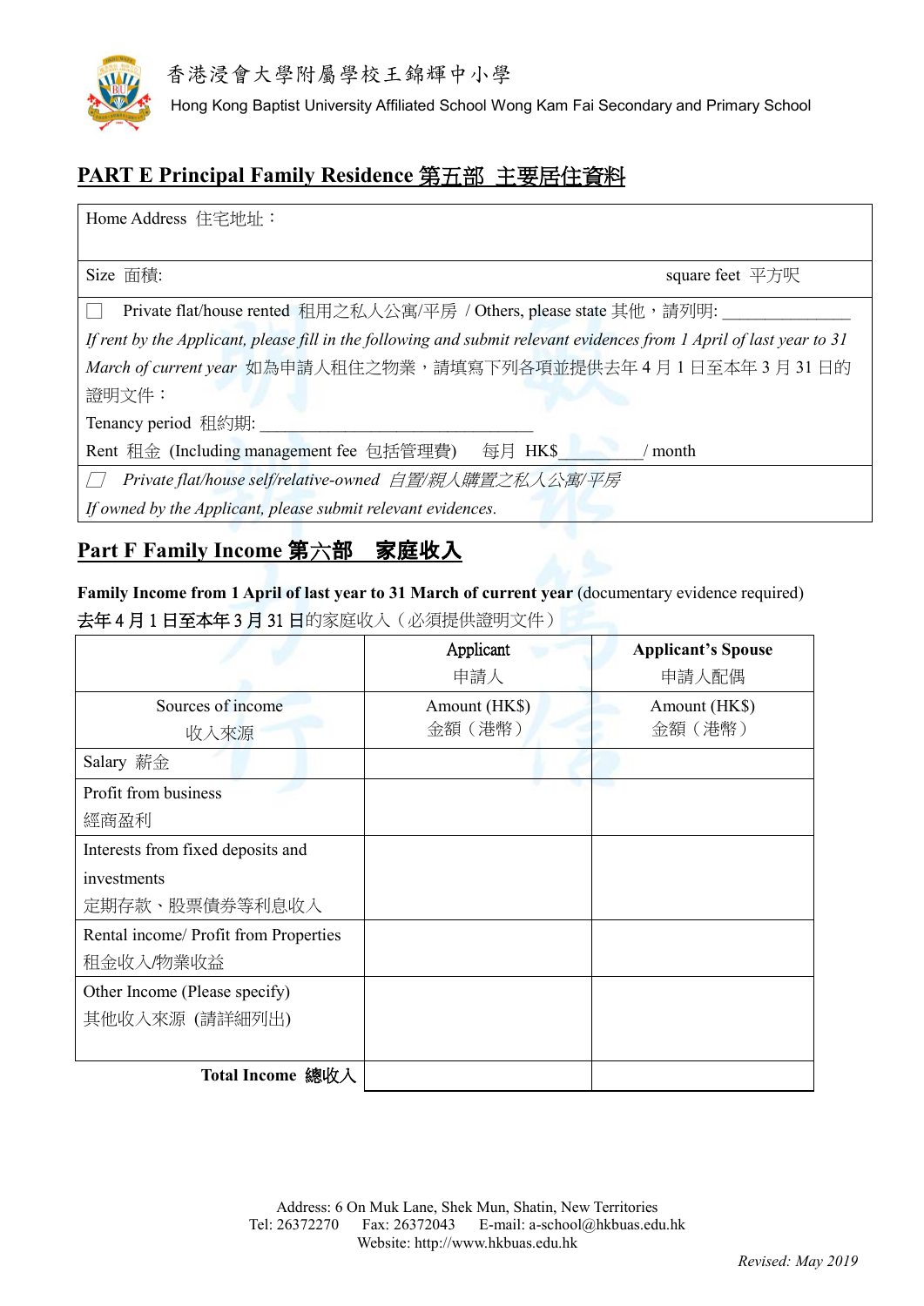香港浸會大學附屬學校王錦輝中小學

Hong Kong Baptist University Affiliated School Wong Kam Fai Secondary and Primary School

## PART E Principal Family Residence 第五部 主要居住資料

Home Address 住宅地址：

Size 面積: square feet 平方呎

☐ Private flat/house rented 租用之私人公寓/平房 / Others, please state 其他，請列明: ______________

*If rent by the Applicant, please fill in the following and submit relevant evidences from 1 April of last year to 31 March of current year* 如為申請人租住之物業，請填寫下列各項並提供去年 4 月 1 日至本年 3 月 31 日的證明文件：

Tenancy period 租約期: ________________________________

Rent 租金 (Including management fee 包括管理費) 每月 HK$__________/ month

☐ *Private flat/house self/relative-owned 自置/親人購置之私人公寓/平房*

*If owned by the Applicant, please submit relevant evidences.*

## Part F Family Income 第六部 家庭收入

**Family Income from 1 April of last year to 31 March of current year** (documentary evidence required)
去年 4 月 1 日至本年 3 月 31 日的家庭收入（必須提供證明文件）

| | Applicant 申請人 | **Applicant's Spouse** 申請人配偶 |
|---|---|---|
| Sources of income 收入來源 | Amount (HK$) 金額（港幣） | Amount (HK$) 金額（港幣） |
| Salary 薪金 | | |
| Profit from business 經商盈利 | | |
| Interests from fixed deposits and investments 定期存款、股票債券等利息收入 | | |
| Rental income/ Profit from Properties 租金收入/物業收益 | | |
| Other Income (Please specify) 其他收入來源 (請詳細列出) | | |
| **Total Income 總收入** | | |

Address: 6 On Muk Lane, Shek Mun, Shatin, New Territories
Tel: 26372270 Fax: 26372043 E-mail: a-school@hkbuas.edu.hk
Website: http://www.hkbuas.edu.hk

*Revised: May 2019*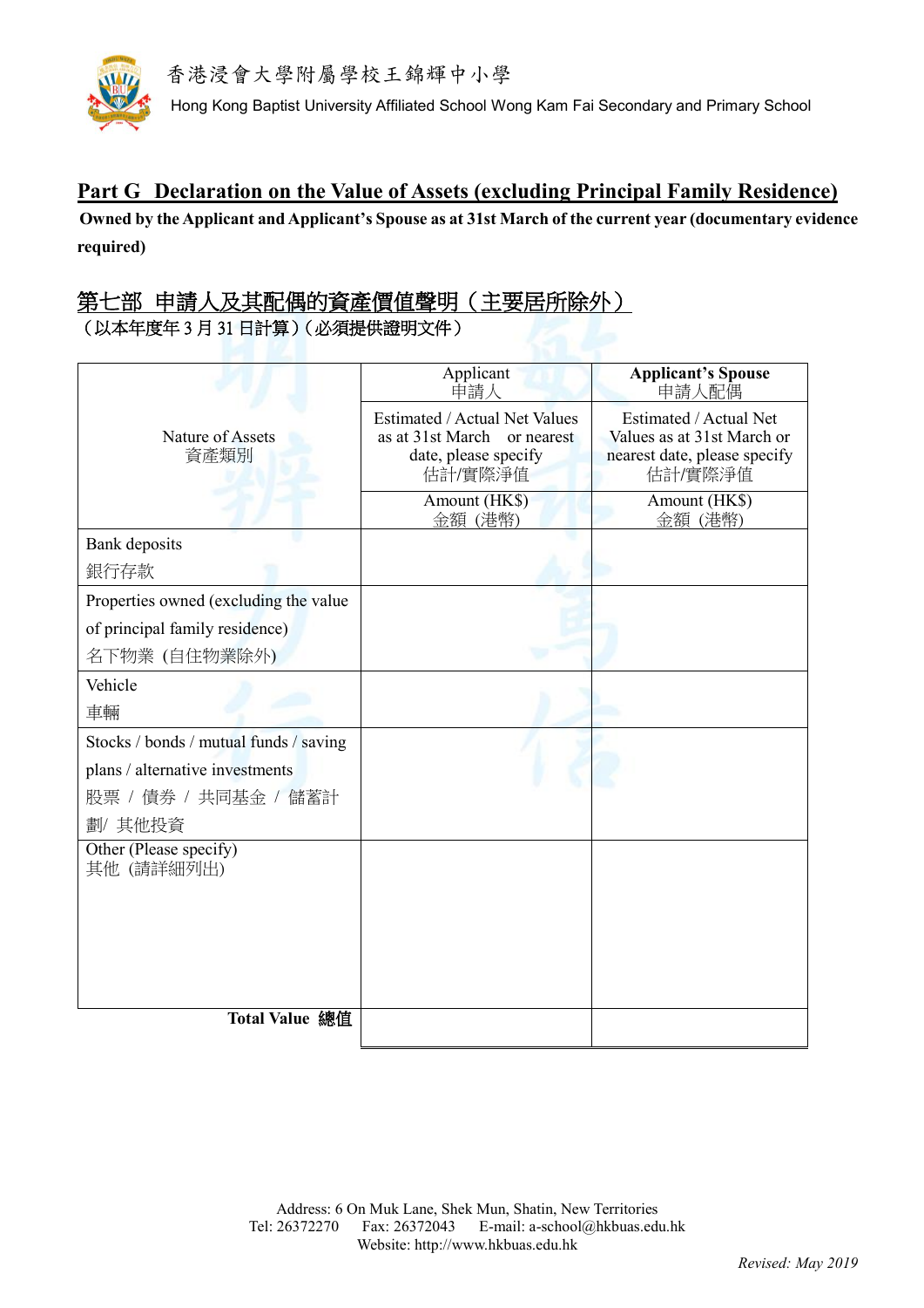## Part G Declaration on the Value of Assets (excluding Principal Family Residence)

**Owned by the Applicant and Applicant's Spouse as at 31st March of the current year (documentary evidence required)**

## 第七部 申請人及其配偶的資產價值聲明（主要居所除外）

**（以本年度年 3 月 31 日計算）（必須提供證明文件）**

| Nature of Assets 資產類別 | Applicant 申請人 | **Applicant's Spouse** 申請人配偶 |
|---|---|---|
| | Estimated / Actual Net Values as at 31st March or nearest date, please specify 估計/實際淨值 | Estimated / Actual Net Values as at 31st March or nearest date, please specify 估計/實際淨值 |
| | Amount (HK$) 金額 (港幣) | Amount (HK$) 金額 (港幣) |
| Bank deposits 銀行存款 | | |
| Properties owned (excluding the value of principal family residence) 名下物業 (自住物業除外) | | |
| Vehicle 車輛 | | |
| Stocks / bonds / mutual funds / saving plans / alternative investments 股票 / 債券 / 共同基金 / 儲蓄計劃/ 其他投資 | | |
| Other (Please specify) 其他 (請詳細列出) | | |
| **Total Value 總值** | | |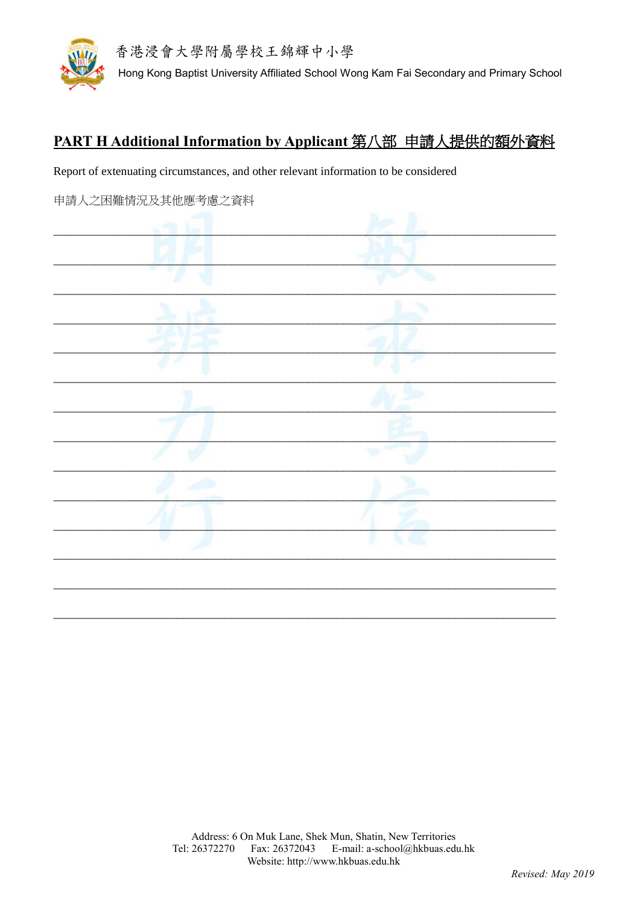## PART H Additional Information by Applicant 第八部 申請人提供的額外資料

Report of extenuating circumstances, and other relevant information to be considered

申請人之困難情況及其他應考慮之資料

______________________________________________________________________________

______________________________________________________________________________

______________________________________________________________________________

______________________________________________________________________________

______________________________________________________________________________

______________________________________________________________________________

______________________________________________________________________________

______________________________________________________________________________

______________________________________________________________________________

______________________________________________________________________________

______________________________________________________________________________

______________________________________________________________________________

______________________________________________________________________________

______________________________________________________________________________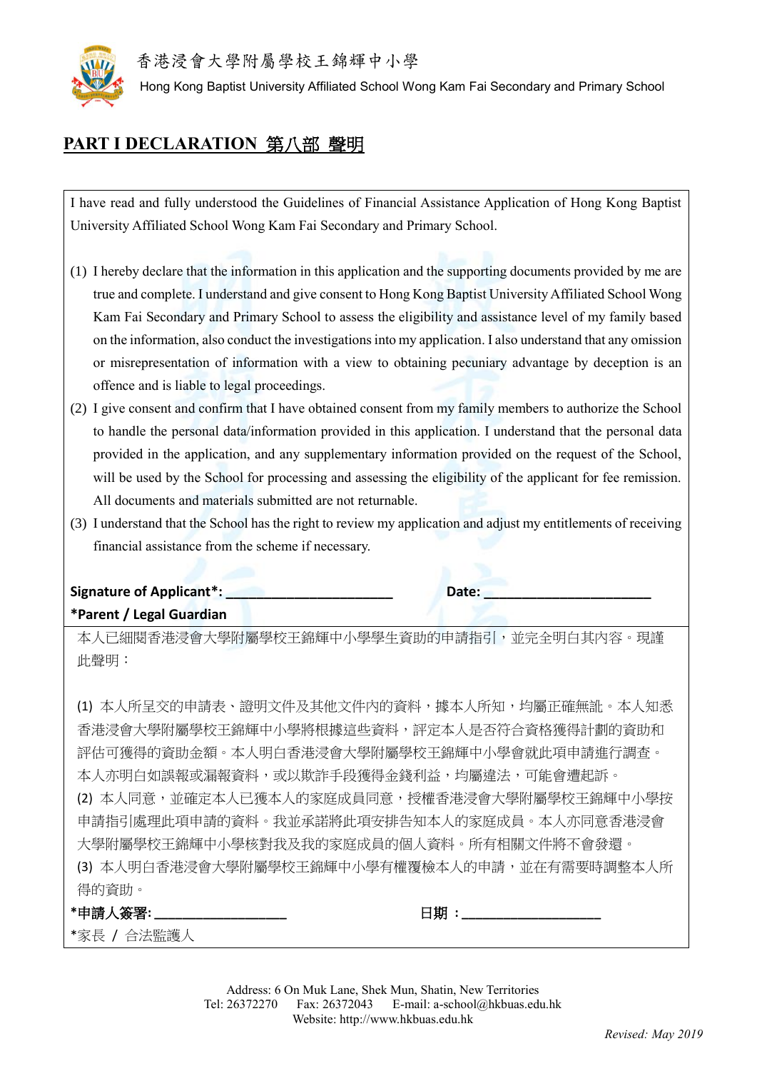香港浸會大學附屬學校王錦輝中小學

Hong Kong Baptist University Affiliated School Wong Kam Fai Secondary and Primary School

## PART I DECLARATION 第八部 聲明

I have read and fully understood the Guidelines of Financial Assistance Application of Hong Kong Baptist University Affiliated School Wong Kam Fai Secondary and Primary School.

(1) I hereby declare that the information in this application and the supporting documents provided by me are true and complete. I understand and give consent to Hong Kong Baptist University Affiliated School Wong Kam Fai Secondary and Primary School to assess the eligibility and assistance level of my family based on the information, also conduct the investigations into my application. I also understand that any omission or misrepresentation of information with a view to obtaining pecuniary advantage by deception is an offence and is liable to legal proceedings.

(2) I give consent and confirm that I have obtained consent from my family members to authorize the School to handle the personal data/information provided in this application. I understand that the personal data provided in the application, and any supplementary information provided on the request of the School, will be used by the School for processing and assessing the eligibility of the applicant for fee remission. All documents and materials submitted are not returnable.

(3) I understand that the School has the right to review my application and adjust my entitlements of receiving financial assistance from the scheme if necessary.

**Signature of Applicant*: ______________________** **Date: ______________________**

***Parent / Legal Guardian**

本人已細閱香港浸會大學附屬學校王錦輝中小學學生資助的申請指引，並完全明白其內容。現謹此聲明：

(1) 本人所呈交的申請表、證明文件及其他文件內的資料，據本人所知，均屬正確無訛。本人知悉香港浸會大學附屬學校王錦輝中小學將根據這些資料，評定本人是否符合資格獲得計劃的資助和評估可獲得的資助金額。本人明白香港浸會大學附屬學校王錦輝中小學會就此項申請進行調查。本人亦明白如誤報或漏報資料，或以欺詐手段獲得金錢利益，均屬違法，可能會遭起訴。

(2) 本人同意，並確定本人已獲本人的家庭成員同意，授權香港浸會大學附屬學校王錦輝中小學按申請指引處理此項申請的資料。我並承諾將此項安排告知本人的家庭成員。本人亦同意香港浸會大學附屬學校王錦輝中小學核對我及我的家庭成員的個人資料。所有相關文件將不會發還。

(3) 本人明白香港浸會大學附屬學校王錦輝中小學有權覆檢本人的申請，並在有需要時調整本人所得的資助。

***申請人簽署: __________________** **日期：___________________**

*家長 / 合法監護人

Address: 6 On Muk Lane, Shek Mun, Shatin, New Territories
Tel: 26372270 Fax: 26372043 E-mail: a-school@hkbuas.edu.hk
Website: http://www.hkbuas.edu.hk

*Revised: May 2019*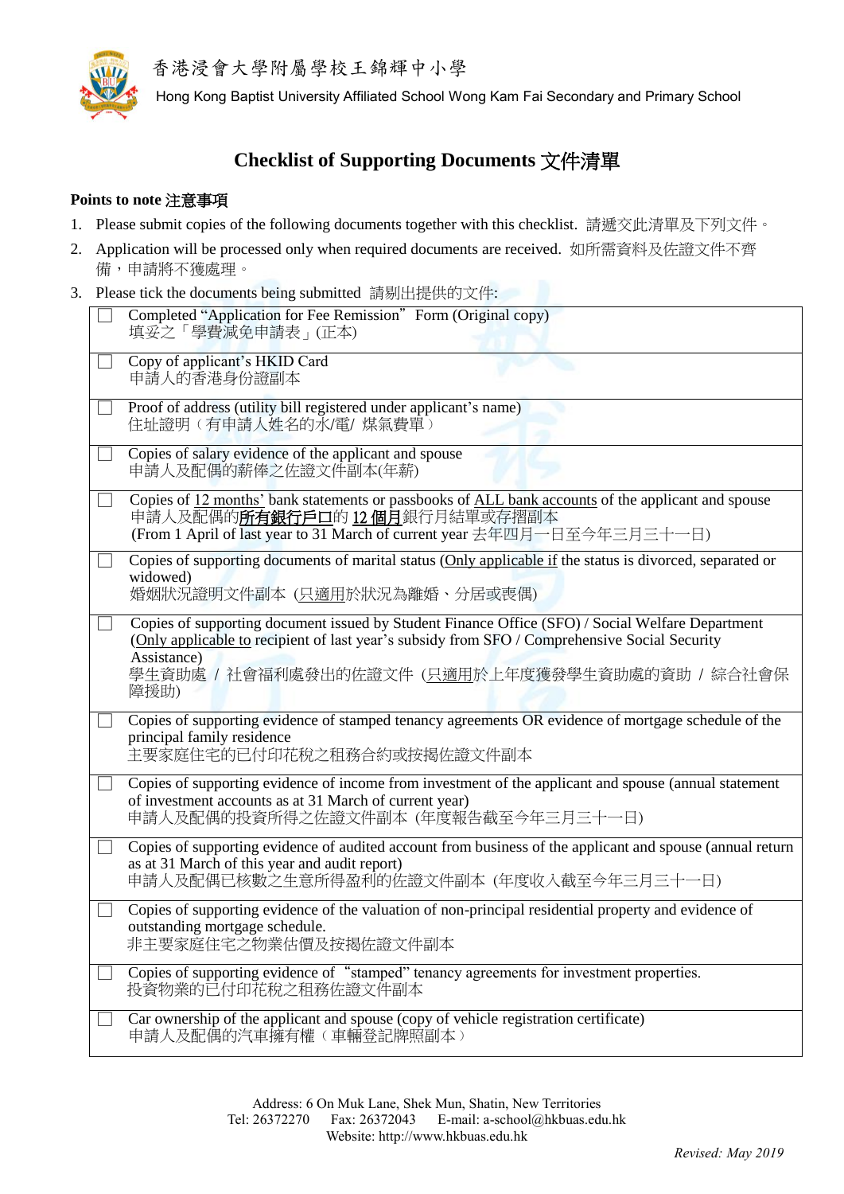香港浸會大學附屬學校王錦輝中小學

Hong Kong Baptist University Affiliated School Wong Kam Fai Secondary and Primary School

# Checklist of Supporting Documents 文件清單

**Points to note 注意事項**

1. Please submit copies of the following documents together with this checklist. 請遞交此清單及下列文件。
2. Application will be processed only when required documents are received. 如所需資料及佐證文件不齊備，申請將不獲處理。
3. Please tick the documents being submitted 請剔出提供的文件:

| | |
|---|---|
| ☐ | Completed "Application for Fee Remission" Form (Original copy)<br>填妥之「學費減免申請表」(正本) |
| ☐ | Copy of applicant's HKID Card<br>申請人的香港身份證副本 |
| ☐ | Proof of address (utility bill registered under applicant's name)<br>住址證明（有申請人姓名的水/電/ 煤氣費單） |
| ☐ | Copies of salary evidence of the applicant and spouse<br>申請人及配偶的薪俸之佐證文件副本(年薪) |
| ☐ | Copies of <u>12 months</u>' bank statements or passbooks of <u>ALL bank accounts</u> of the applicant and spouse<br>申請人及配偶的<u>所有銀行戶口</u>的 <u>12 個月</u>銀行月結單或存摺副本<br>(From 1 April of last year to 31 March of current year 去年四月一日至今年三月三十一日) |
| ☐ | Copies of supporting documents of marital status (<u>Only applicable if</u> the status is divorced, separated or widowed)<br>婚姻狀況證明文件副本 (<u>只適用</u>於狀況為離婚、分居或喪偶) |
| ☐ | Copies of supporting document issued by Student Finance Office (SFO) / Social Welfare Department (<u>Only applicable to</u> recipient of last year's subsidy from SFO / Comprehensive Social Security Assistance)<br>學生資助處 / 社會福利處發出的佐證文件 (<u>只適用</u>於上年度獲發學生資助處的資助 / 綜合社會保障援助) |
| ☐ | Copies of supporting evidence of stamped tenancy agreements OR evidence of mortgage schedule of the principal family residence<br>主要家庭住宅的已付印花稅之租務合約或按揭佐證文件副本 |
| ☐ | Copies of supporting evidence of income from investment of the applicant and spouse (annual statement of investment accounts as at 31 March of current year)<br>申請人及配偶的投資所得之佐證文件副本 (年度報告截至今年三月三十一日) |
| ☐ | Copies of supporting evidence of audited account from business of the applicant and spouse (annual return as at 31 March of this year and audit report)<br>申請人及配偶已核數之生意所得盈利的佐證文件副本 (年度收入截至今年三月三十一日) |
| ☐ | Copies of supporting evidence of the valuation of non-principal residential property and evidence of outstanding mortgage schedule.<br>非主要家庭住宅之物業估價及按揭佐證文件副本 |
| ☐ | Copies of supporting evidence of "stamped" tenancy agreements for investment properties.<br>投資物業的已付印花稅之租務佐證文件副本 |
| ☐ | Car ownership of the applicant and spouse (copy of vehicle registration certificate)<br>申請人及配偶的汽車擁有權（車輛登記牌照副本） |

Address: 6 On Muk Lane, Shek Mun, Shatin, New Territories
Tel: 26372270 Fax: 26372043 E-mail: a-school@hkbuas.edu.hk
Website: http://www.hkbuas.edu.hk

*Revised: May 2019*